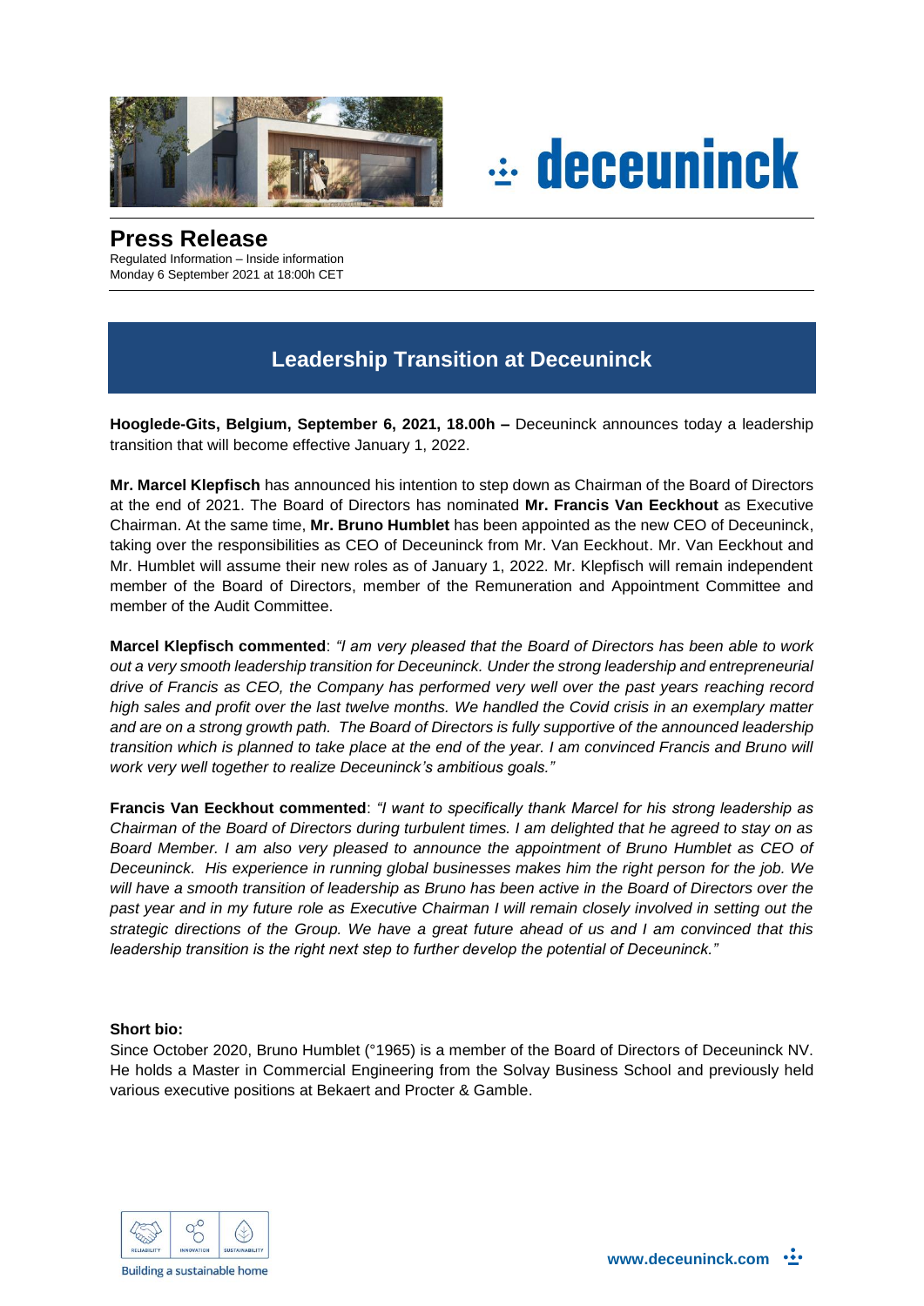# Press Release

Regulated Information – Inside information
Monday 6 September 2021 at 18:00h CET

## Leadership Transition at Deceuninck

**Hooglede-Gits, Belgium, September 6, 2021, 18.00h –** Deceuninck announces today a leadership transition that will become effective January 1, 2022.

**Mr. Marcel Klepfisch** has announced his intention to step down as Chairman of the Board of Directors at the end of 2021. The Board of Directors has nominated **Mr. Francis Van Eeckhout** as Executive Chairman. At the same time, **Mr. Bruno Humblet** has been appointed as the new CEO of Deceuninck, taking over the responsibilities as CEO of Deceuninck from Mr. Van Eeckhout. Mr. Van Eeckhout and Mr. Humblet will assume their new roles as of January 1, 2022. Mr. Klepfisch will remain independent member of the Board of Directors, member of the Remuneration and Appointment Committee and member of the Audit Committee.

**Marcel Klepfisch commented**: *"I am very pleased that the Board of Directors has been able to work out a very smooth leadership transition for Deceuninck. Under the strong leadership and entrepreneurial drive of Francis as CEO, the Company has performed very well over the past years reaching record high sales and profit over the last twelve months. We handled the Covid crisis in an exemplary matter and are on a strong growth path. The Board of Directors is fully supportive of the announced leadership transition which is planned to take place at the end of the year. I am convinced Francis and Bruno will work very well together to realize Deceuninck's ambitious goals."*

**Francis Van Eeckhout commented**: *"I want to specifically thank Marcel for his strong leadership as Chairman of the Board of Directors during turbulent times. I am delighted that he agreed to stay on as Board Member. I am also very pleased to announce the appointment of Bruno Humblet as CEO of Deceuninck. His experience in running global businesses makes him the right person for the job. We will have a smooth transition of leadership as Bruno has been active in the Board of Directors over the past year and in my future role as Executive Chairman I will remain closely involved in setting out the strategic directions of the Group. We have a great future ahead of us and I am convinced that this leadership transition is the right next step to further develop the potential of Deceuninck."*

**Short bio:**

Since October 2020, Bruno Humblet (°1965) is a member of the Board of Directors of Deceuninck NV. He holds a Master in Commercial Engineering from the Solvay Business School and previously held various executive positions at Bekaert and Procter & Gamble.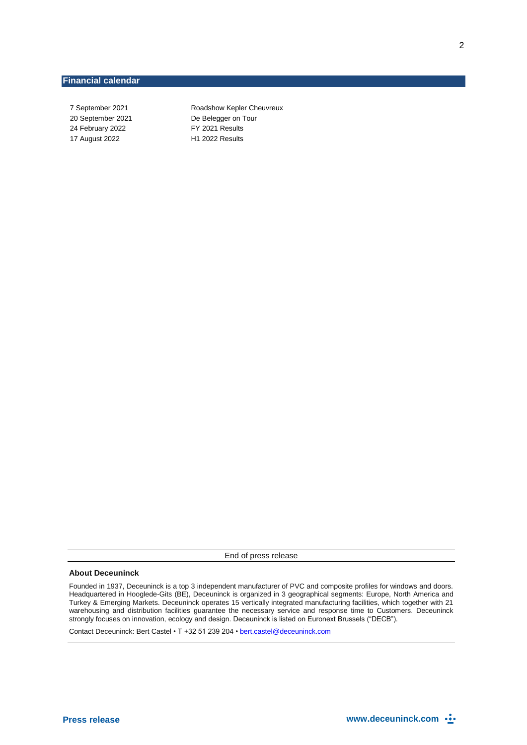## Financial calendar

| | |
|---|---|
| 7 September 2021 | Roadshow Kepler Cheuvreux |
| 20 September 2021 | De Belegger on Tour |
| 24 February 2022 | FY 2021 Results |
| 17 August 2022 | H1 2022 Results |

End of press release

**About Deceuninck**

Founded in 1937, Deceuninck is a top 3 independent manufacturer of PVC and composite profiles for windows and doors. Headquartered in Hooglede-Gits (BE), Deceuninck is organized in 3 geographical segments: Europe, North America and Turkey & Emerging Markets. Deceuninck operates 15 vertically integrated manufacturing facilities, which together with 21 warehousing and distribution facilities guarantee the necessary service and response time to Customers. Deceuninck strongly focuses on innovation, ecology and design. Deceuninck is listed on Euronext Brussels ("DECB").

Contact Deceuninck: Bert Castel • T +32 51 239 204 • bert.castel@deceuninck.com